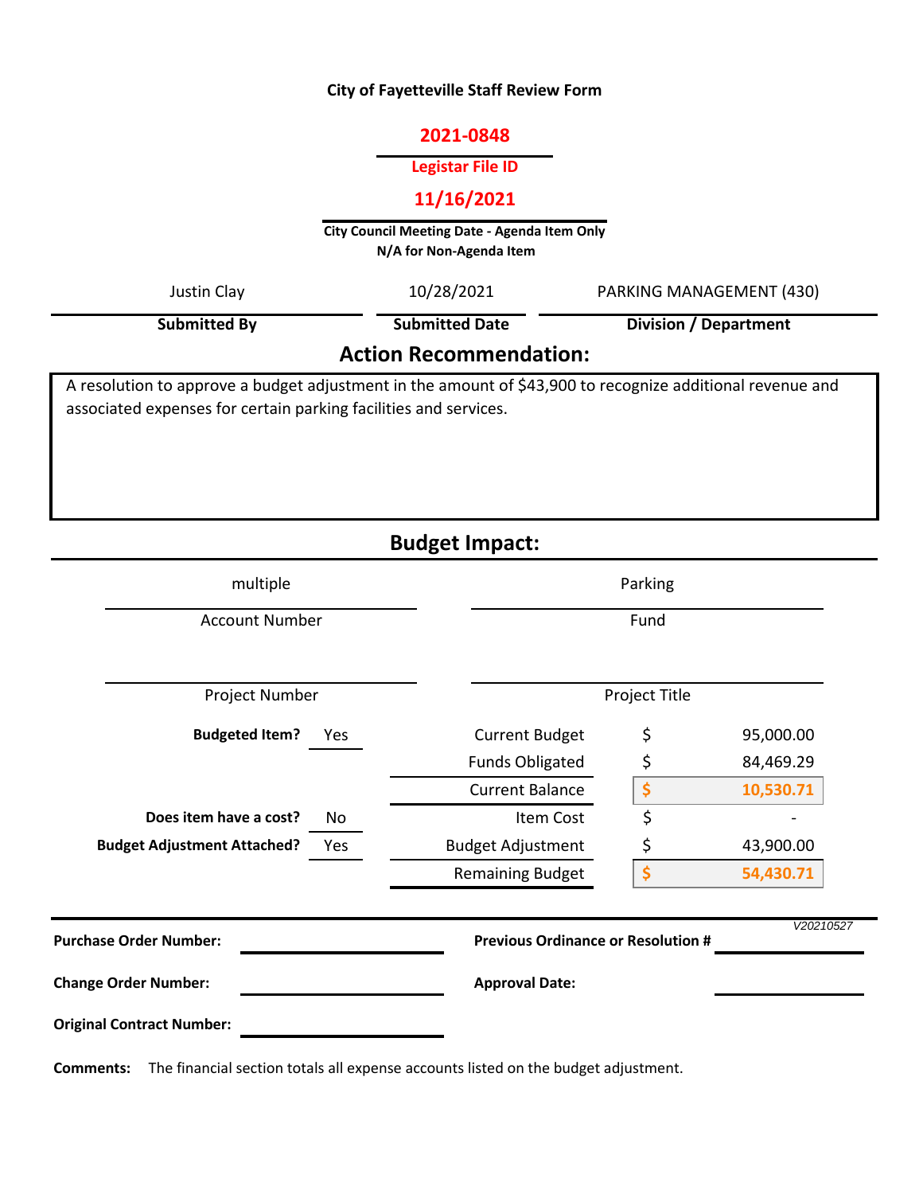**City of Fayetteville Staff Review Form**

**2021-0848**

**Legistar File ID**

**11/16/2021**

**City Council Meeting Date - Agenda Item Only**
**N/A for Non-Agenda Item**

| Justin Clay | 10/28/2021 | PARKING MANAGEMENT (430) |
|---|---|---|
| **Submitted By** | **Submitted Date** | **Division / Department** |

## Action Recommendation:

A resolution to approve a budget adjustment in the amount of $43,900 to recognize additional revenue and associated expenses for certain parking facilities and services.

## Budget Impact:

| multiple | Parking |
|---|---|
| Account Number | Fund |
| | |
| Project Number | Project Title |

| | | | | |
|---|---|---|---|---|
| **Budgeted Item?** | Yes | Current Budget | $ | 95,000.00 |
| | | Funds Obligated | $ | 84,469.29 |
| | | Current Balance | **$** | **10,530.71** |
| **Does item have a cost?** | No | Item Cost | $ | - |
| **Budget Adjustment Attached?** | Yes | Budget Adjustment | $ | 43,900.00 |
| | | Remaining Budget | **$** | **54,430.71** |

*V20210527*

**Purchase Order Number:**

**Previous Ordinance or Resolution #**

**Change Order Number:**

**Approval Date:**

**Original Contract Number:**

**Comments:** The financial section totals all expense accounts listed on the budget adjustment.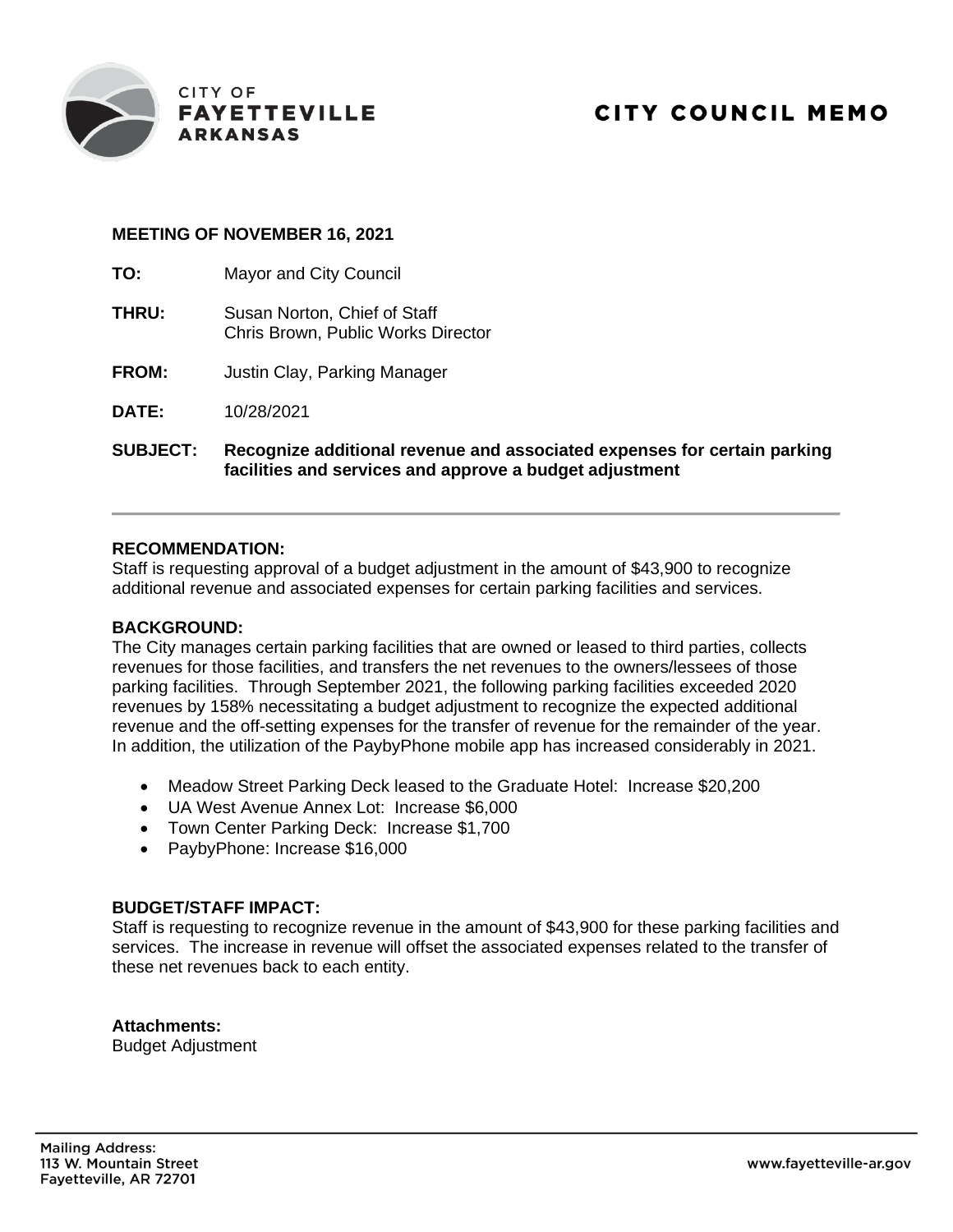CITY OF
**FAYETTEVILLE**
**ARKANSAS**

# CITY COUNCIL MEMO

**MEETING OF NOVEMBER 16, 2021**

**TO:** Mayor and City Council

**THRU:** Susan Norton, Chief of Staff
Chris Brown, Public Works Director

**FROM:** Justin Clay, Parking Manager

**DATE:** 10/28/2021

**SUBJECT:** **Recognize additional revenue and associated expenses for certain parking facilities and services and approve a budget adjustment**

---

**RECOMMENDATION:**
Staff is requesting approval of a budget adjustment in the amount of $43,900 to recognize additional revenue and associated expenses for certain parking facilities and services.

**BACKGROUND:**
The City manages certain parking facilities that are owned or leased to third parties, collects revenues for those facilities, and transfers the net revenues to the owners/lessees of those parking facilities. Through September 2021, the following parking facilities exceeded 2020 revenues by 158% necessitating a budget adjustment to recognize the expected additional revenue and the off-setting expenses for the transfer of revenue for the remainder of the year. In addition, the utilization of the PaybyPhone mobile app has increased considerably in 2021.

- Meadow Street Parking Deck leased to the Graduate Hotel: Increase $20,200
- UA West Avenue Annex Lot: Increase $6,000
- Town Center Parking Deck: Increase $1,700
- PaybyPhone: Increase $16,000

**BUDGET/STAFF IMPACT:**
Staff is requesting to recognize revenue in the amount of $43,900 for these parking facilities and services. The increase in revenue will offset the associated expenses related to the transfer of these net revenues back to each entity.

**Attachments:**
Budget Adjustment

Mailing Address:
113 W. Mountain Street
Fayetteville, AR 72701

www.fayetteville-ar.gov